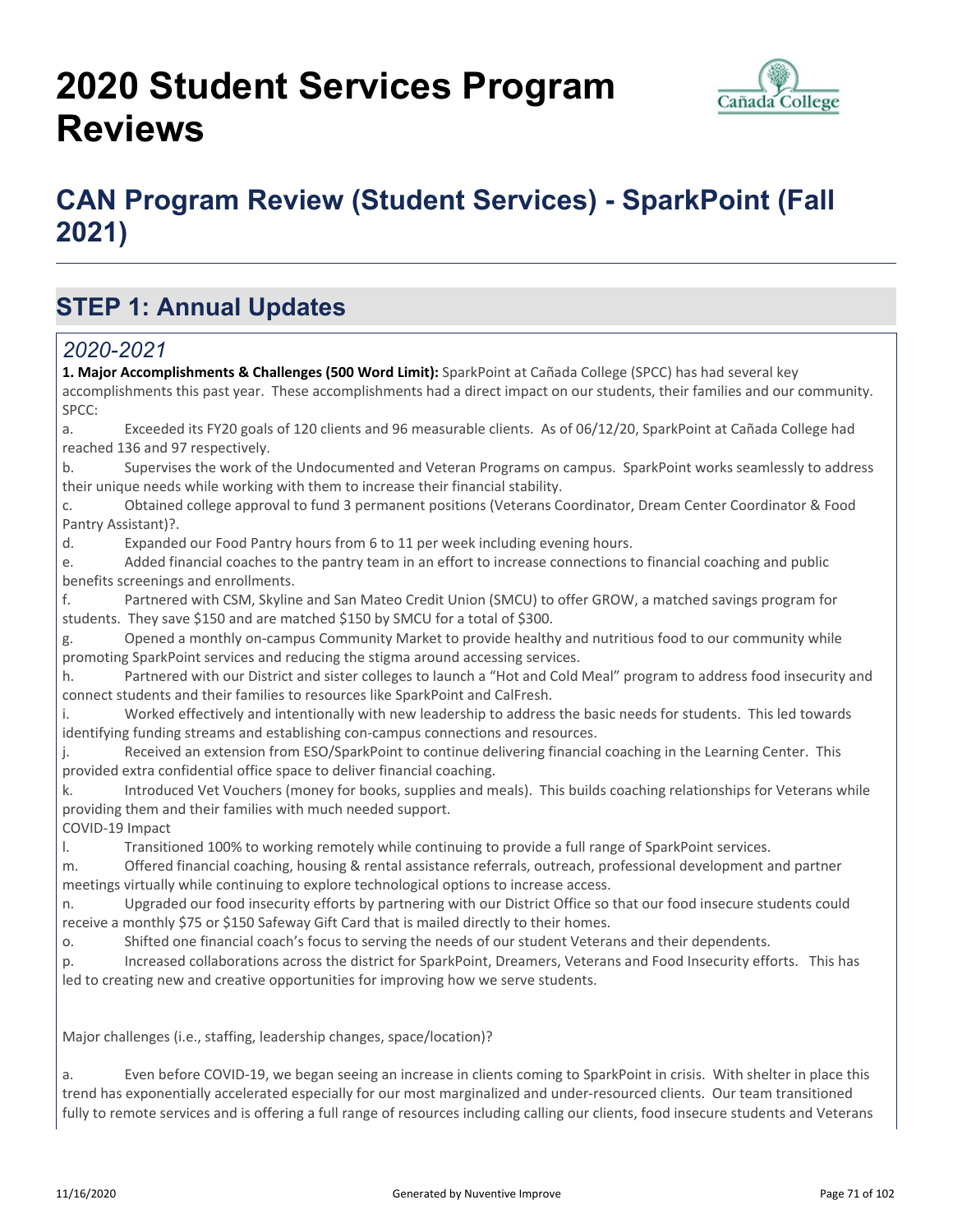# 2020 Student Services Program Reviews

## CAN Program Review (Student Services) - SparkPoint (Fall 2021)

## STEP 1: Annual Updates

### *2020-2021*

**1. Major Accomplishments & Challenges (500 Word Limit):** SparkPoint at Cañada College (SPCC) has had several key accomplishments this past year. These accomplishments had a direct impact on our students, their families and our community. SPCC:

a. Exceeded its FY20 goals of 120 clients and 96 measurable clients. As of 06/12/20, SparkPoint at Cañada College had reached 136 and 97 respectively.

b. Supervises the work of the Undocumented and Veteran Programs on campus. SparkPoint works seamlessly to address their unique needs while working with them to increase their financial stability.

c. Obtained college approval to fund 3 permanent positions (Veterans Coordinator, Dream Center Coordinator & Food Pantry Assistant)?.

d. Expanded our Food Pantry hours from 6 to 11 per week including evening hours.

e. Added financial coaches to the pantry team in an effort to increase connections to financial coaching and public benefits screenings and enrollments.

f. Partnered with CSM, Skyline and San Mateo Credit Union (SMCU) to offer GROW, a matched savings program for students. They save $150 and are matched $150 by SMCU for a total of $300.

g. Opened a monthly on-campus Community Market to provide healthy and nutritious food to our community while promoting SparkPoint services and reducing the stigma around accessing services.

h. Partnered with our District and sister colleges to launch a "Hot and Cold Meal" program to address food insecurity and connect students and their families to resources like SparkPoint and CalFresh.

i. Worked effectively and intentionally with new leadership to address the basic needs for students. This led towards identifying funding streams and establishing con-campus connections and resources.

j. Received an extension from ESO/SparkPoint to continue delivering financial coaching in the Learning Center. This provided extra confidential office space to deliver financial coaching.

k. Introduced Vet Vouchers (money for books, supplies and meals). This builds coaching relationships for Veterans while providing them and their families with much needed support.

COVID-19 Impact

l. Transitioned 100% to working remotely while continuing to provide a full range of SparkPoint services.

m. Offered financial coaching, housing & rental assistance referrals, outreach, professional development and partner meetings virtually while continuing to explore technological options to increase access.

n. Upgraded our food insecurity efforts by partnering with our District Office so that our food insecure students could receive a monthly $75 or $150 Safeway Gift Card that is mailed directly to their homes.

o. Shifted one financial coach's focus to serving the needs of our student Veterans and their dependents.

p. Increased collaborations across the district for SparkPoint, Dreamers, Veterans and Food Insecurity efforts. This has led to creating new and creative opportunities for improving how we serve students.

Major challenges (i.e., staffing, leadership changes, space/location)?

a. Even before COVID-19, we began seeing an increase in clients coming to SparkPoint in crisis. With shelter in place this trend has exponentially accelerated especially for our most marginalized and under-resourced clients. Our team transitioned fully to remote services and is offering a full range of resources including calling our clients, food insecure students and Veterans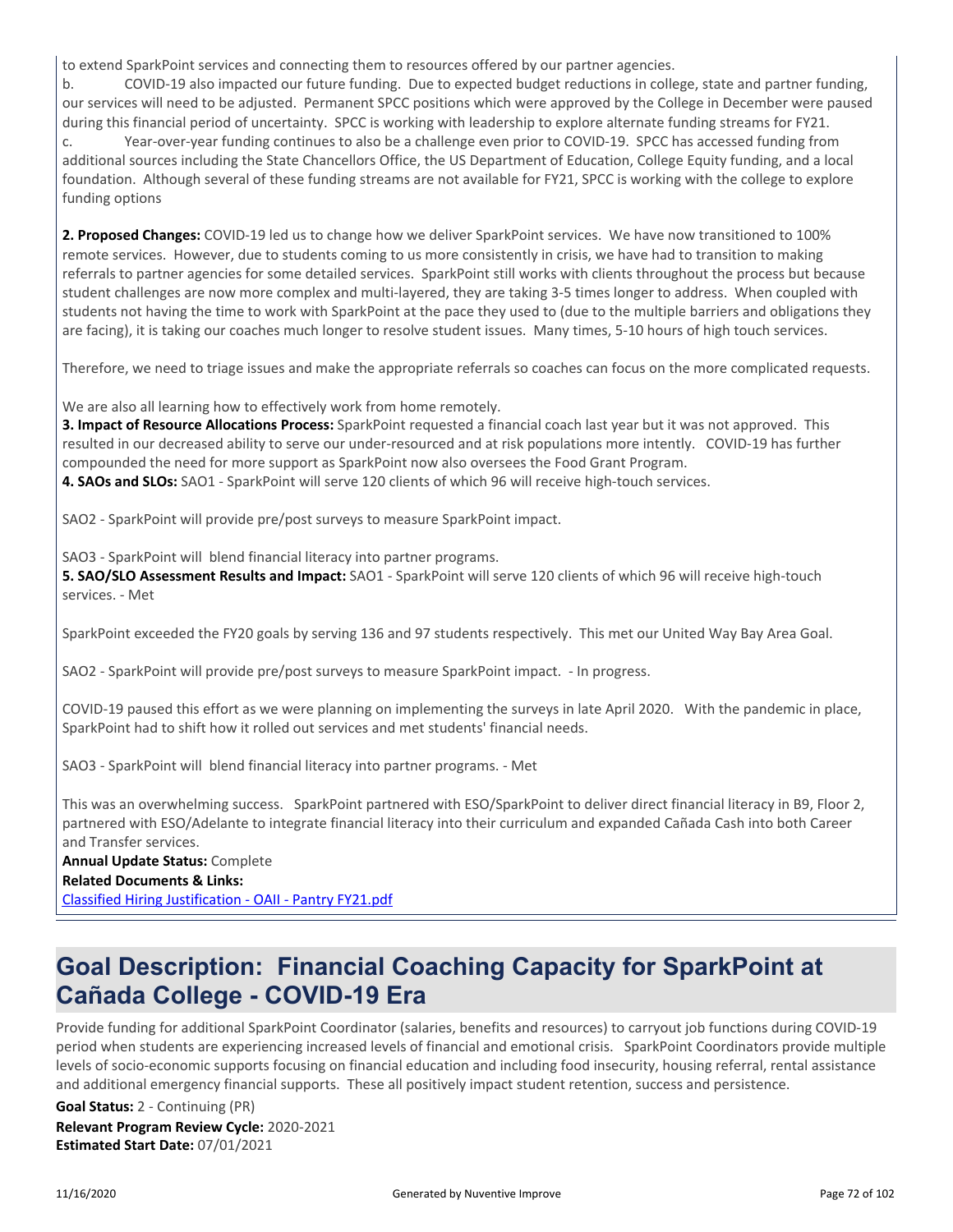to extend SparkPoint services and connecting them to resources offered by our partner agencies.

b. COVID-19 also impacted our future funding. Due to expected budget reductions in college, state and partner funding, our services will need to be adjusted. Permanent SPCC positions which were approved by the College in December were paused during this financial period of uncertainty. SPCC is working with leadership to explore alternate funding streams for FY21.

c. Year-over-year funding continues to also be a challenge even prior to COVID-19. SPCC has accessed funding from additional sources including the State Chancellors Office, the US Department of Education, College Equity funding, and a local foundation. Although several of these funding streams are not available for FY21, SPCC is working with the college to explore funding options

**2. Proposed Changes:** COVID-19 led us to change how we deliver SparkPoint services. We have now transitioned to 100% remote services. However, due to students coming to us more consistently in crisis, we have had to transition to making referrals to partner agencies for some detailed services. SparkPoint still works with clients throughout the process but because student challenges are now more complex and multi-layered, they are taking 3-5 times longer to address. When coupled with students not having the time to work with SparkPoint at the pace they used to (due to the multiple barriers and obligations they are facing), it is taking our coaches much longer to resolve student issues. Many times, 5-10 hours of high touch services.

Therefore, we need to triage issues and make the appropriate referrals so coaches can focus on the more complicated requests.

We are also all learning how to effectively work from home remotely.

**3. Impact of Resource Allocations Process:** SparkPoint requested a financial coach last year but it was not approved. This resulted in our decreased ability to serve our under-resourced and at risk populations more intently. COVID-19 has further compounded the need for more support as SparkPoint now also oversees the Food Grant Program.

**4. SAOs and SLOs:** SAO1 - SparkPoint will serve 120 clients of which 96 will receive high-touch services.

SAO2 - SparkPoint will provide pre/post surveys to measure SparkPoint impact.

SAO3 - SparkPoint will blend financial literacy into partner programs.

**5. SAO/SLO Assessment Results and Impact:** SAO1 - SparkPoint will serve 120 clients of which 96 will receive high-touch services. - Met

SparkPoint exceeded the FY20 goals by serving 136 and 97 students respectively. This met our United Way Bay Area Goal.

SAO2 - SparkPoint will provide pre/post surveys to measure SparkPoint impact. - In progress.

COVID-19 paused this effort as we were planning on implementing the surveys in late April 2020. With the pandemic in place, SparkPoint had to shift how it rolled out services and met students' financial needs.

SAO3 - SparkPoint will blend financial literacy into partner programs. - Met

This was an overwhelming success. SparkPoint partnered with ESO/SparkPoint to deliver direct financial literacy in B9, Floor 2, partnered with ESO/Adelante to integrate financial literacy into their curriculum and expanded Cañada Cash into both Career and Transfer services.

**Annual Update Status:** Complete

**Related Documents & Links:**

Classified Hiring Justification - OAII - Pantry FY21.pdf

# Goal Description: Financial Coaching Capacity for SparkPoint at Cañada College - COVID-19 Era

Provide funding for additional SparkPoint Coordinator (salaries, benefits and resources) to carryout job functions during COVID-19 period when students are experiencing increased levels of financial and emotional crisis. SparkPoint Coordinators provide multiple levels of socio-economic supports focusing on financial education and including food insecurity, housing referral, rental assistance and additional emergency financial supports. These all positively impact student retention, success and persistence.

**Goal Status:** 2 - Continuing (PR)

**Relevant Program Review Cycle:** 2020-2021

**Estimated Start Date:** 07/01/2021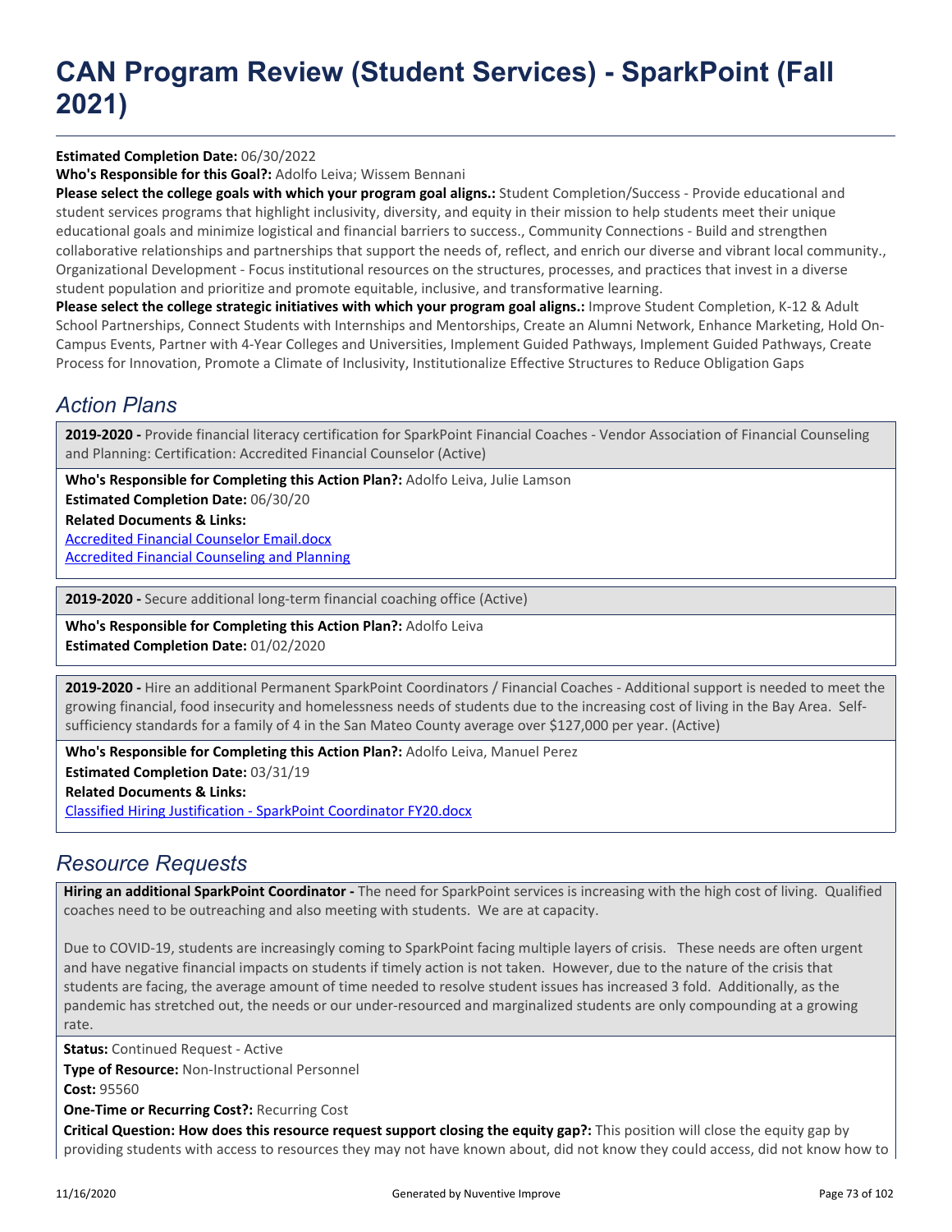# CAN Program Review (Student Services) - SparkPoint (Fall 2021)

**Estimated Completion Date:** 06/30/2022

**Who's Responsible for this Goal?:** Adolfo Leiva; Wissem Bennani

**Please select the college goals with which your program goal aligns.:** Student Completion/Success - Provide educational and student services programs that highlight inclusivity, diversity, and equity in their mission to help students meet their unique educational goals and minimize logistical and financial barriers to success., Community Connections - Build and strengthen collaborative relationships and partnerships that support the needs of, reflect, and enrich our diverse and vibrant local community., Organizational Development - Focus institutional resources on the structures, processes, and practices that invest in a diverse student population and prioritize and promote equitable, inclusive, and transformative learning.

**Please select the college strategic initiatives with which your program goal aligns.:** Improve Student Completion, K-12 & Adult School Partnerships, Connect Students with Internships and Mentorships, Create an Alumni Network, Enhance Marketing, Hold On-Campus Events, Partner with 4-Year Colleges and Universities, Implement Guided Pathways, Implement Guided Pathways, Create Process for Innovation, Promote a Climate of Inclusivity, Institutionalize Effective Structures to Reduce Obligation Gaps

## *Action Plans*

**2019-2020 -** Provide financial literacy certification for SparkPoint Financial Coaches - Vendor Association of Financial Counseling and Planning: Certification: Accredited Financial Counselor (Active)

**Who's Responsible for Completing this Action Plan?:** Adolfo Leiva, Julie Lamson

**Estimated Completion Date:** 06/30/20

**Related Documents & Links:**

Accredited Financial Counselor Email.docx

Accredited Financial Counseling and Planning

**2019-2020 -** Secure additional long-term financial coaching office (Active)

**Who's Responsible for Completing this Action Plan?:** Adolfo Leiva

**Estimated Completion Date:** 01/02/2020

**2019-2020 -** Hire an additional Permanent SparkPoint Coordinators / Financial Coaches - Additional support is needed to meet the growing financial, food insecurity and homelessness needs of students due to the increasing cost of living in the Bay Area. Self-sufficiency standards for a family of 4 in the San Mateo County average over $127,000 per year. (Active)

**Who's Responsible for Completing this Action Plan?:** Adolfo Leiva, Manuel Perez

**Estimated Completion Date:** 03/31/19

**Related Documents & Links:**

Classified Hiring Justification - SparkPoint Coordinator FY20.docx

## *Resource Requests*

**Hiring an additional SparkPoint Coordinator -** The need for SparkPoint services is increasing with the high cost of living. Qualified coaches need to be outreaching and also meeting with students. We are at capacity.

Due to COVID-19, students are increasingly coming to SparkPoint facing multiple layers of crisis. These needs are often urgent and have negative financial impacts on students if timely action is not taken. However, due to the nature of the crisis that students are facing, the average amount of time needed to resolve student issues has increased 3 fold. Additionally, as the pandemic has stretched out, the needs or our under-resourced and marginalized students are only compounding at a growing rate.

**Status:** Continued Request - Active

**Type of Resource:** Non-Instructional Personnel

**Cost:** 95560

**One-Time or Recurring Cost?:** Recurring Cost

**Critical Question: How does this resource request support closing the equity gap?:** This position will close the equity gap by providing students with access to resources they may not have known about, did not know they could access, did not know how to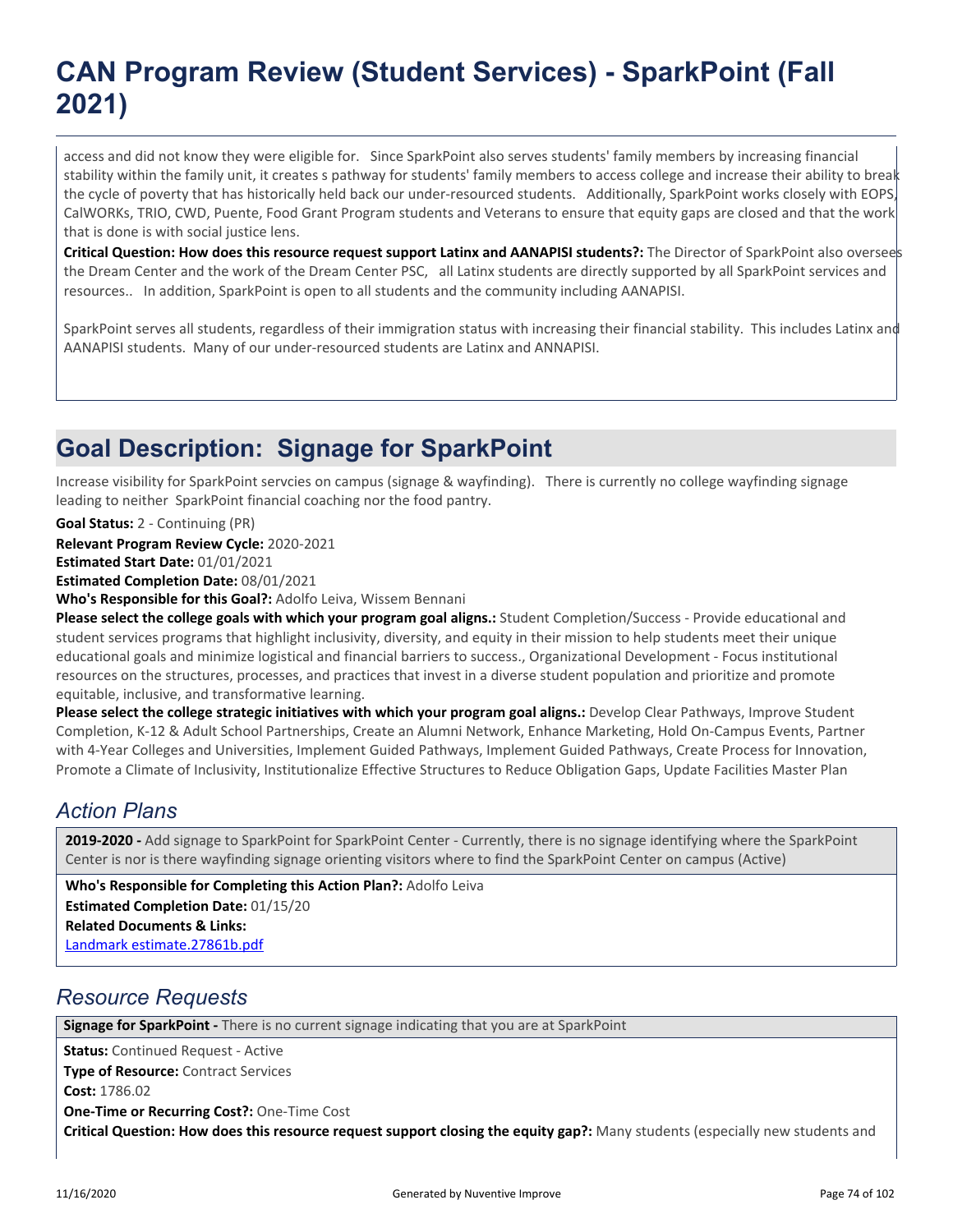access and did not know they were eligible for.   Since SparkPoint also serves students' family members by increasing financial stability within the family unit, it creates s pathway for students' family members to access college and increase their ability to break the cycle of poverty that has historically held back our under-resourced students.   Additionally, SparkPoint works closely with EOPS, CalWORKs, TRIO, CWD, Puente, Food Grant Program students and Veterans to ensure that equity gaps are closed and that the work that is done is with social justice lens.

**Critical Question: How does this resource request support Latinx and AANAPISI students?:** The Director of SparkPoint also oversees the Dream Center and the work of the Dream Center PSC,   all Latinx students are directly supported by all SparkPoint services and resources..   In addition, SparkPoint is open to all students and the community including AANAPISI.

SparkPoint serves all students, regardless of their immigration status with increasing their financial stability.  This includes Latinx and AANAPISI students.  Many of our under-resourced students are Latinx and ANNAPISI.

## Goal Description:  Signage for SparkPoint

Increase visibility for SparkPoint servcies on campus (signage & wayfinding).   There is currently no college wayfinding signage leading to neither  SparkPoint financial coaching nor the food pantry.

**Goal Status:** 2 - Continuing (PR)
**Relevant Program Review Cycle:** 2020-2021
**Estimated Start Date:** 01/01/2021
**Estimated Completion Date:** 08/01/2021
**Who's Responsible for this Goal?:** Adolfo Leiva, Wissem Bennani
**Please select the college goals with which your program goal aligns.:** Student Completion/Success - Provide educational and student services programs that highlight inclusivity, diversity, and equity in their mission to help students meet their unique educational goals and minimize logistical and financial barriers to success., Organizational Development - Focus institutional resources on the structures, processes, and practices that invest in a diverse student population and prioritize and promote equitable, inclusive, and transformative learning.
**Please select the college strategic initiatives with which your program goal aligns.:** Develop Clear Pathways, Improve Student Completion, K-12 & Adult School Partnerships, Create an Alumni Network, Enhance Marketing, Hold On-Campus Events, Partner with 4-Year Colleges and Universities, Implement Guided Pathways, Implement Guided Pathways, Create Process for Innovation, Promote a Climate of Inclusivity, Institutionalize Effective Structures to Reduce Obligation Gaps, Update Facilities Master Plan

### *Action Plans*

**2019-2020 -** Add signage to SparkPoint for SparkPoint Center - Currently, there is no signage identifying where the SparkPoint Center is nor is there wayfinding signage orienting visitors where to find the SparkPoint Center on campus (Active)

**Who's Responsible for Completing this Action Plan?:** Adolfo Leiva
**Estimated Completion Date:** 01/15/20
**Related Documents & Links:**
Landmark estimate.27861b.pdf

### *Resource Requests*

**Signage for SparkPoint -** There is no current signage indicating that you are at SparkPoint

**Status:** Continued Request - Active
**Type of Resource:** Contract Services
**Cost:** 1786.02
**One-Time or Recurring Cost?:** One-Time Cost
**Critical Question: How does this resource request support closing the equity gap?:** Many students (especially new students and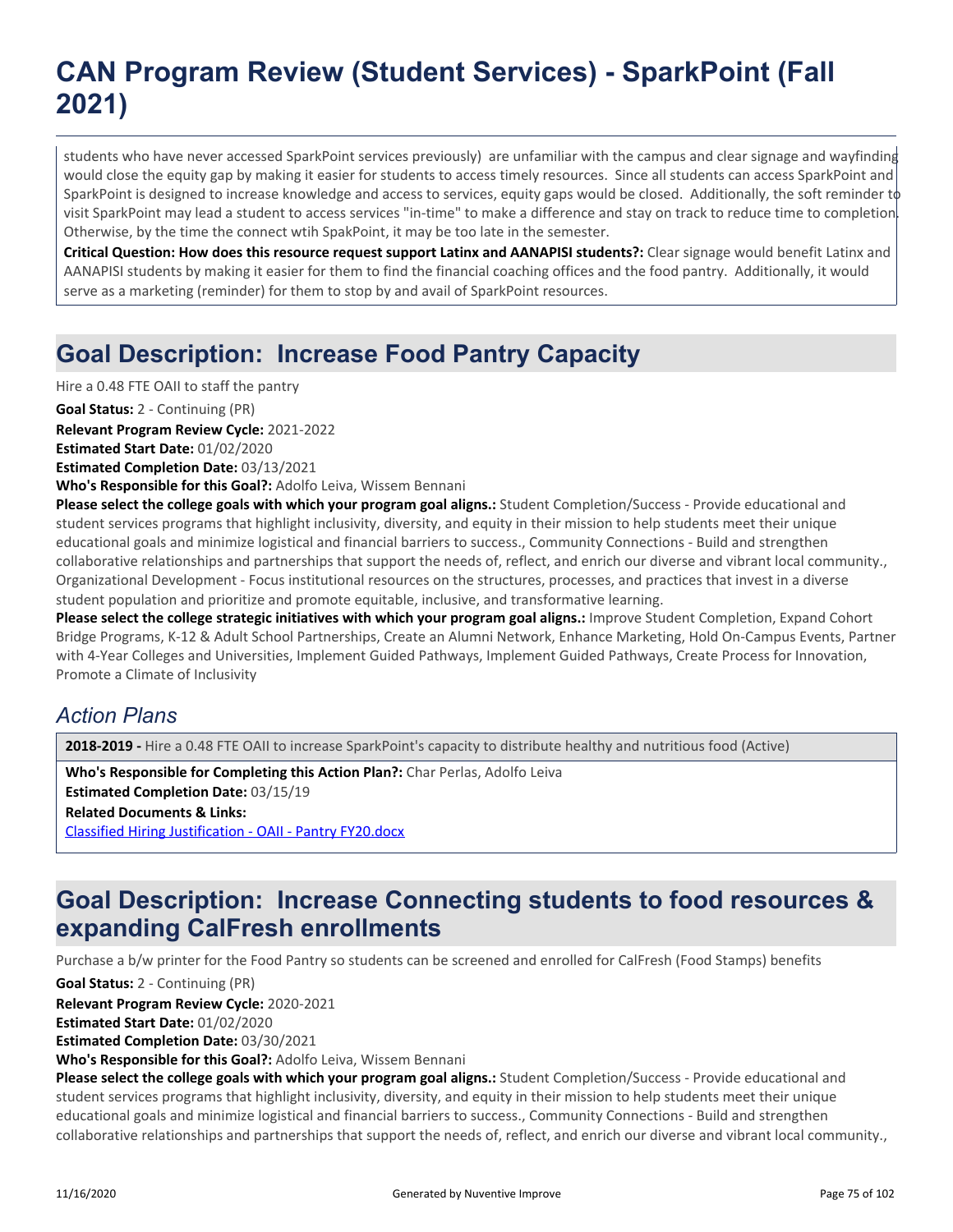students who have never accessed SparkPoint services previously) are unfamiliar with the campus and clear signage and wayfinding would close the equity gap by making it easier for students to access timely resources. Since all students can access SparkPoint and SparkPoint is designed to increase knowledge and access to services, equity gaps would be closed. Additionally, the soft reminder to visit SparkPoint may lead a student to access services "in-time" to make a difference and stay on track to reduce time to completion. Otherwise, by the time the connect wtih SpakPoint, it may be too late in the semester.

**Critical Question: How does this resource request support Latinx and AANAPISI students?:** Clear signage would benefit Latinx and AANAPISI students by making it easier for them to find the financial coaching offices and the food pantry. Additionally, it would serve as a marketing (reminder) for them to stop by and avail of SparkPoint resources.

## Goal Description: Increase Food Pantry Capacity

Hire a 0.48 FTE OAII to staff the pantry

**Goal Status:** 2 - Continuing (PR)

**Relevant Program Review Cycle:** 2021-2022

**Estimated Start Date:** 01/02/2020

**Estimated Completion Date:** 03/13/2021

**Who's Responsible for this Goal?:** Adolfo Leiva, Wissem Bennani

**Please select the college goals with which your program goal aligns.:** Student Completion/Success - Provide educational and student services programs that highlight inclusivity, diversity, and equity in their mission to help students meet their unique educational goals and minimize logistical and financial barriers to success., Community Connections - Build and strengthen collaborative relationships and partnerships that support the needs of, reflect, and enrich our diverse and vibrant local community., Organizational Development - Focus institutional resources on the structures, processes, and practices that invest in a diverse student population and prioritize and promote equitable, inclusive, and transformative learning.

**Please select the college strategic initiatives with which your program goal aligns.:** Improve Student Completion, Expand Cohort Bridge Programs, K-12 & Adult School Partnerships, Create an Alumni Network, Enhance Marketing, Hold On-Campus Events, Partner with 4-Year Colleges and Universities, Implement Guided Pathways, Implement Guided Pathways, Create Process for Innovation, Promote a Climate of Inclusivity

### *Action Plans*

**2018-2019 -** Hire a 0.48 FTE OAII to increase SparkPoint's capacity to distribute healthy and nutritious food (Active)

**Who's Responsible for Completing this Action Plan?:** Char Perlas, Adolfo Leiva

**Estimated Completion Date:** 03/15/19

**Related Documents & Links:**

Classified Hiring Justification - OAII - Pantry FY20.docx

## Goal Description: Increase Connecting students to food resources & expanding CalFresh enrollments

Purchase a b/w printer for the Food Pantry so students can be screened and enrolled for CalFresh (Food Stamps) benefits

**Goal Status:** 2 - Continuing (PR)

**Relevant Program Review Cycle:** 2020-2021

**Estimated Start Date:** 01/02/2020

**Estimated Completion Date:** 03/30/2021

**Who's Responsible for this Goal?:** Adolfo Leiva, Wissem Bennani

**Please select the college goals with which your program goal aligns.:** Student Completion/Success - Provide educational and student services programs that highlight inclusivity, diversity, and equity in their mission to help students meet their unique educational goals and minimize logistical and financial barriers to success., Community Connections - Build and strengthen collaborative relationships and partnerships that support the needs of, reflect, and enrich our diverse and vibrant local community.,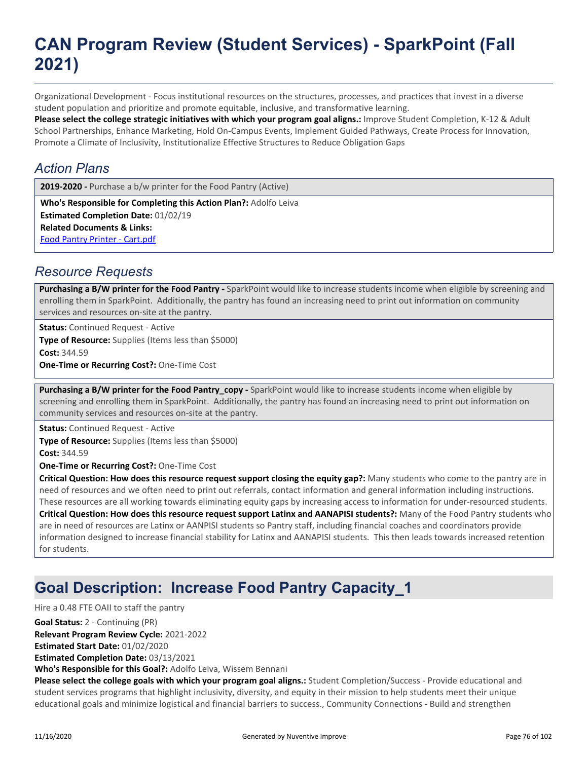# CAN Program Review (Student Services) - SparkPoint (Fall 2021)

Organizational Development - Focus institutional resources on the structures, processes, and practices that invest in a diverse student population and prioritize and promote equitable, inclusive, and transformative learning.

**Please select the college strategic initiatives with which your program goal aligns.:** Improve Student Completion, K-12 & Adult School Partnerships, Enhance Marketing, Hold On-Campus Events, Implement Guided Pathways, Create Process for Innovation, Promote a Climate of Inclusivity, Institutionalize Effective Structures to Reduce Obligation Gaps

## *Action Plans*

**2019-2020 -** Purchase a b/w printer for the Food Pantry (Active)

**Who's Responsible for Completing this Action Plan?:** Adolfo Leiva
**Estimated Completion Date:** 01/02/19
**Related Documents & Links:**
Food Pantry Printer - Cart.pdf

## *Resource Requests*

**Purchasing a B/W printer for the Food Pantry -** SparkPoint would like to increase students income when eligible by screening and enrolling them in SparkPoint. Additionally, the pantry has found an increasing need to print out information on community services and resources on-site at the pantry.

**Status:** Continued Request - Active
**Type of Resource:** Supplies (Items less than $5000)
**Cost:** 344.59
**One-Time or Recurring Cost?:** One-Time Cost

**Purchasing a B/W printer for the Food Pantry_copy -** SparkPoint would like to increase students income when eligible by screening and enrolling them in SparkPoint. Additionally, the pantry has found an increasing need to print out information on community services and resources on-site at the pantry.

**Status:** Continued Request - Active
**Type of Resource:** Supplies (Items less than $5000)
**Cost:** 344.59
**One-Time or Recurring Cost?:** One-Time Cost
**Critical Question: How does this resource request support closing the equity gap?:** Many students who come to the pantry are in need of resources and we often need to print out referrals, contact information and general information including instructions. These resources are all working towards eliminating equity gaps by increasing access to information for under-resourced students.
**Critical Question: How does this resource request support Latinx and AANAPISI students?:** Many of the Food Pantry students who are in need of resources are Latinx or AANPISI students so Pantry staff, including financial coaches and coordinators provide information designed to increase financial stability for Latinx and AANAPISI students. This then leads towards increased retention for students.

## Goal Description: Increase Food Pantry Capacity_1

Hire a 0.48 FTE OAII to staff the pantry

**Goal Status:** 2 - Continuing (PR)
**Relevant Program Review Cycle:** 2021-2022
**Estimated Start Date:** 01/02/2020
**Estimated Completion Date:** 03/13/2021
**Who's Responsible for this Goal?:** Adolfo Leiva, Wissem Bennani
**Please select the college goals with which your program goal aligns.:** Student Completion/Success - Provide educational and student services programs that highlight inclusivity, diversity, and equity in their mission to help students meet their unique educational goals and minimize logistical and financial barriers to success., Community Connections - Build and strengthen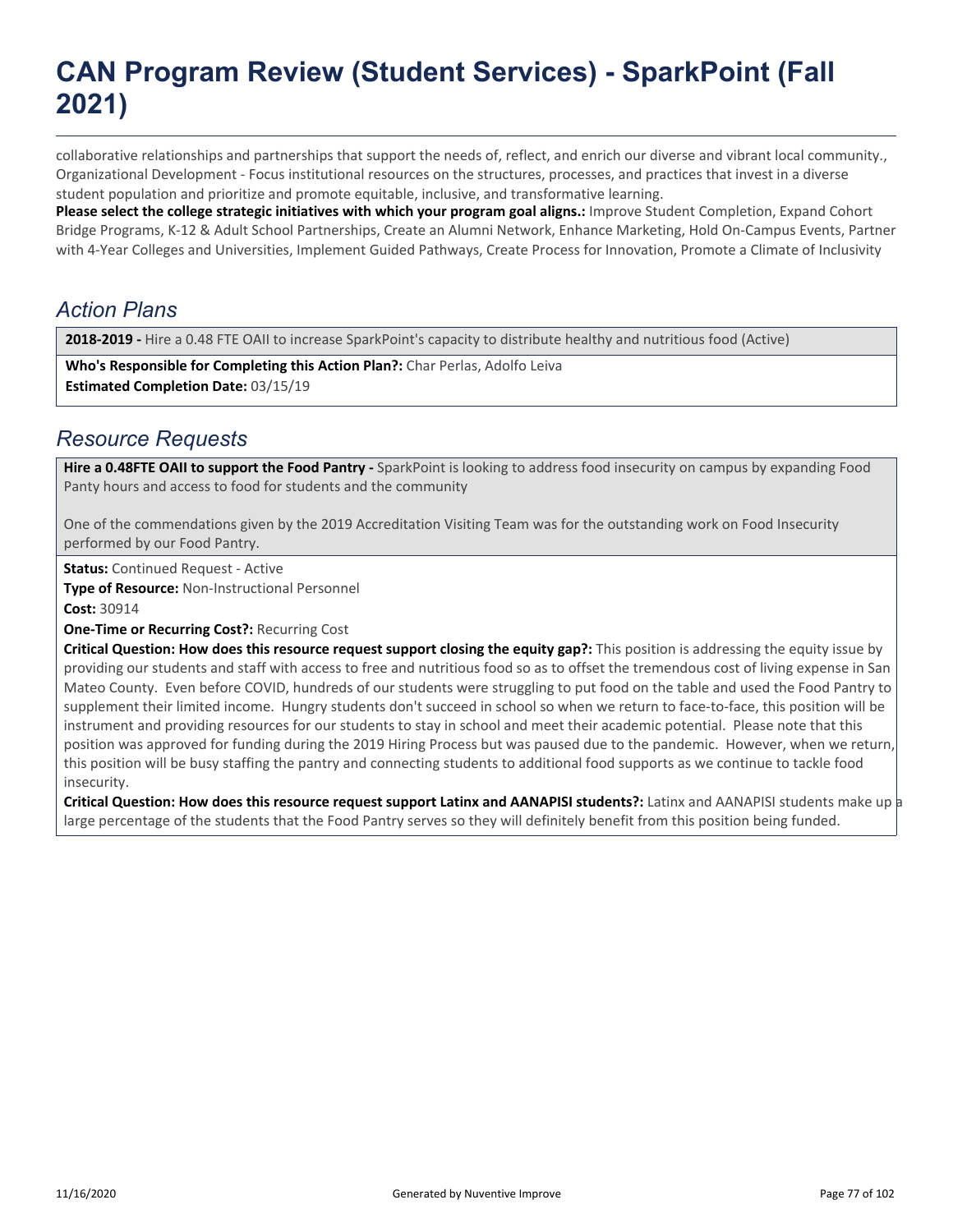collaborative relationships and partnerships that support the needs of, reflect, and enrich our diverse and vibrant local community., Organizational Development - Focus institutional resources on the structures, processes, and practices that invest in a diverse student population and prioritize and promote equitable, inclusive, and transformative learning.

**Please select the college strategic initiatives with which your program goal aligns.:** Improve Student Completion, Expand Cohort Bridge Programs, K-12 & Adult School Partnerships, Create an Alumni Network, Enhance Marketing, Hold On-Campus Events, Partner with 4-Year Colleges and Universities, Implement Guided Pathways, Create Process for Innovation, Promote a Climate of Inclusivity

## *Action Plans*

**2018-2019 -** Hire a 0.48 FTE OAII to increase SparkPoint's capacity to distribute healthy and nutritious food (Active)

**Who's Responsible for Completing this Action Plan?:** Char Perlas, Adolfo Leiva
**Estimated Completion Date:** 03/15/19

## *Resource Requests*

**Hire a 0.48FTE OAII to support the Food Pantry -** SparkPoint is looking to address food insecurity on campus by expanding Food Panty hours and access to food for students and the community

One of the commendations given by the 2019 Accreditation Visiting Team was for the outstanding work on Food Insecurity performed by our Food Pantry.

**Status:** Continued Request - Active
**Type of Resource:** Non-Instructional Personnel
**Cost:** 30914
**One-Time or Recurring Cost?:** Recurring Cost
**Critical Question: How does this resource request support closing the equity gap?:** This position is addressing the equity issue by providing our students and staff with access to free and nutritious food so as to offset the tremendous cost of living expense in San Mateo County. Even before COVID, hundreds of our students were struggling to put food on the table and used the Food Pantry to supplement their limited income. Hungry students don't succeed in school so when we return to face-to-face, this position will be instrument and providing resources for our students to stay in school and meet their academic potential. Please note that this position was approved for funding during the 2019 Hiring Process but was paused due to the pandemic. However, when we return, this position will be busy staffing the pantry and connecting students to additional food supports as we continue to tackle food insecurity.
**Critical Question: How does this resource request support Latinx and AANAPISI students?:** Latinx and AANAPISI students make up a large percentage of the students that the Food Pantry serves so they will definitely benefit from this position being funded.